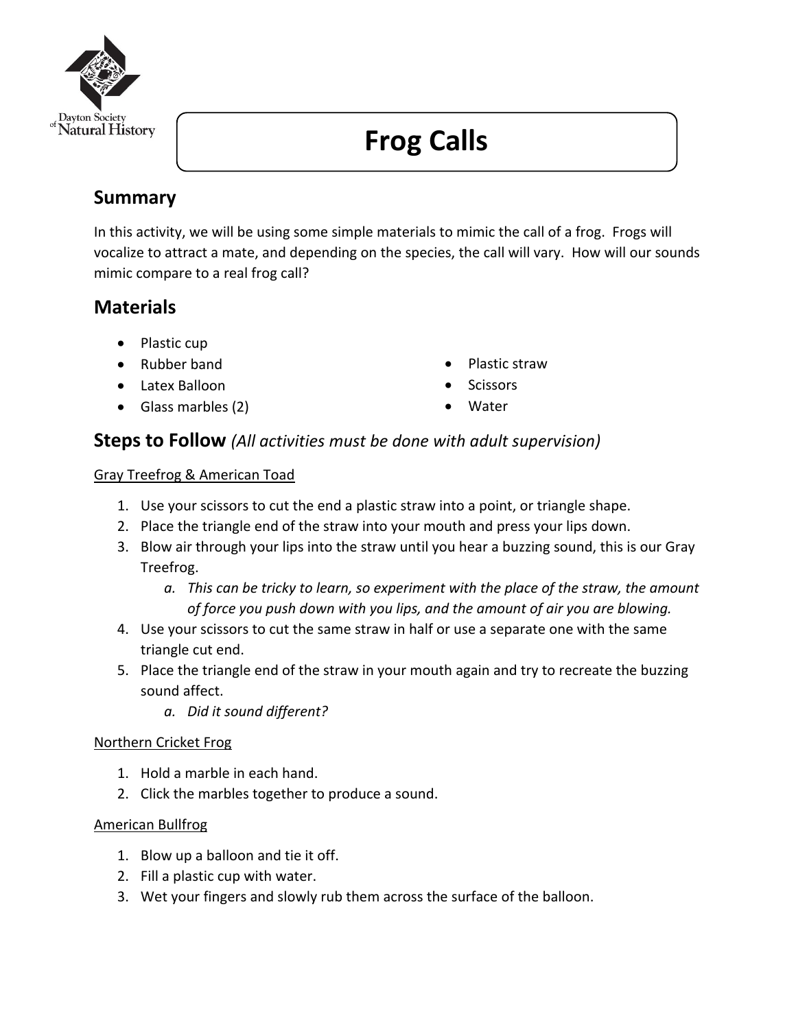# Frog Calls

## Summary

In this activity, we will be using some simple materials to mimic the call of a frog. Frogs will vocalize to attract a mate, and depending on the species, the call will vary. How will our sounds mimic compare to a real frog call?

## Materials

- Plastic cup
- Rubber band
- Latex Balloon
- Glass marbles (2)
- Plastic straw
- Scissors
- Water

## Steps to Follow *(All activities must be done with adult supervision)*

<u>Gray Treefrog & American Toad</u>

1. Use your scissors to cut the end a plastic straw into a point, or triangle shape.
2. Place the triangle end of the straw into your mouth and press your lips down.
3. Blow air through your lips into the straw until you hear a buzzing sound, this is our Gray Treefrog.
   a. *This can be tricky to learn, so experiment with the place of the straw, the amount of force you push down with you lips, and the amount of air you are blowing.*
4. Use your scissors to cut the same straw in half or use a separate one with the same triangle cut end.
5. Place the triangle end of the straw in your mouth again and try to recreate the buzzing sound affect.
   a. *Did it sound different?*

<u>Northern Cricket Frog</u>

1. Hold a marble in each hand.
2. Click the marbles together to produce a sound.

<u>American Bullfrog</u>

1. Blow up a balloon and tie it off.
2. Fill a plastic cup with water.
3. Wet your fingers and slowly rub them across the surface of the balloon.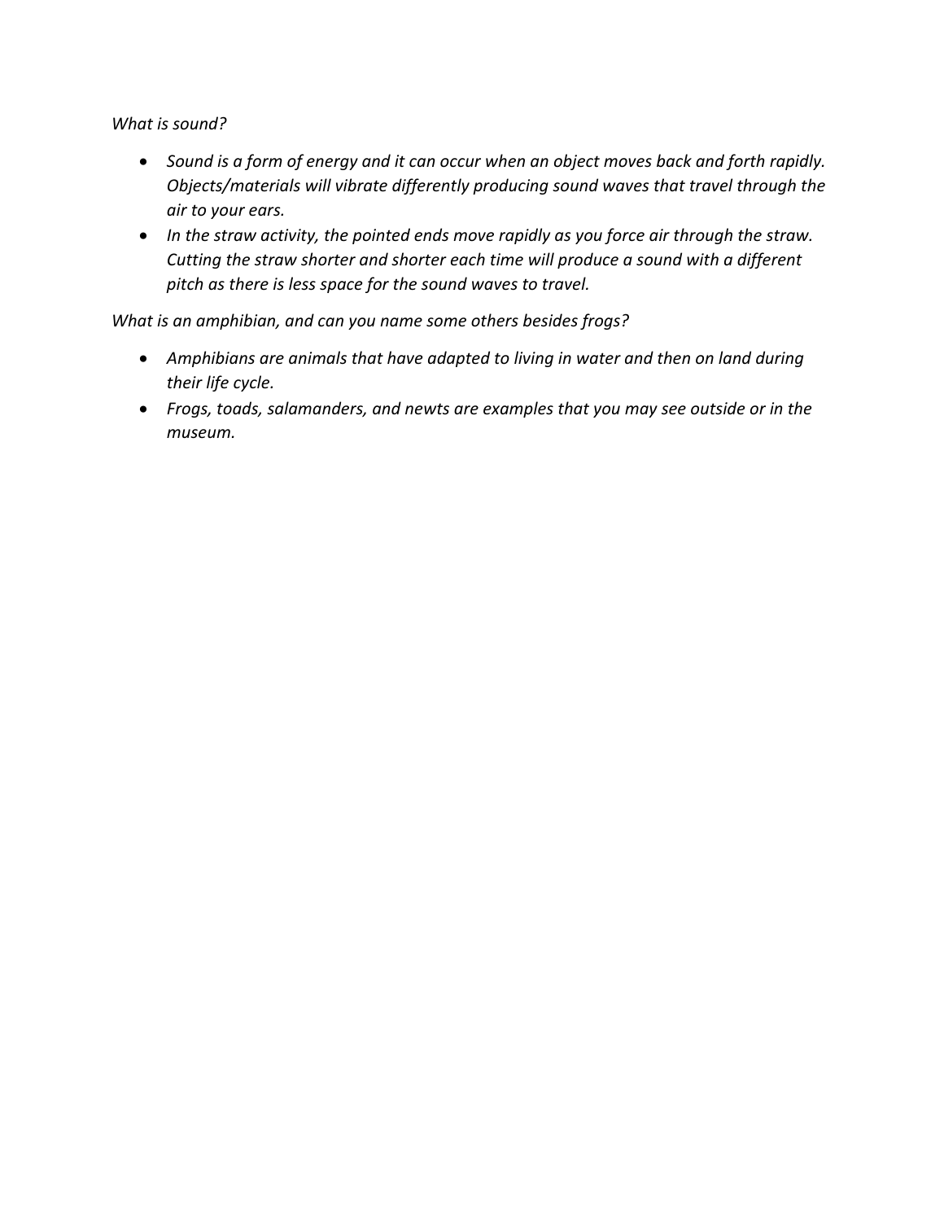*What is sound?*

- *Sound is a form of energy and it can occur when an object moves back and forth rapidly. Objects/materials will vibrate differently producing sound waves that travel through the air to your ears.*
- *In the straw activity, the pointed ends move rapidly as you force air through the straw. Cutting the straw shorter and shorter each time will produce a sound with a different pitch as there is less space for the sound waves to travel.*

*What is an amphibian, and can you name some others besides frogs?*

- *Amphibians are animals that have adapted to living in water and then on land during their life cycle.*
- *Frogs, toads, salamanders, and newts are examples that you may see outside or in the museum.*